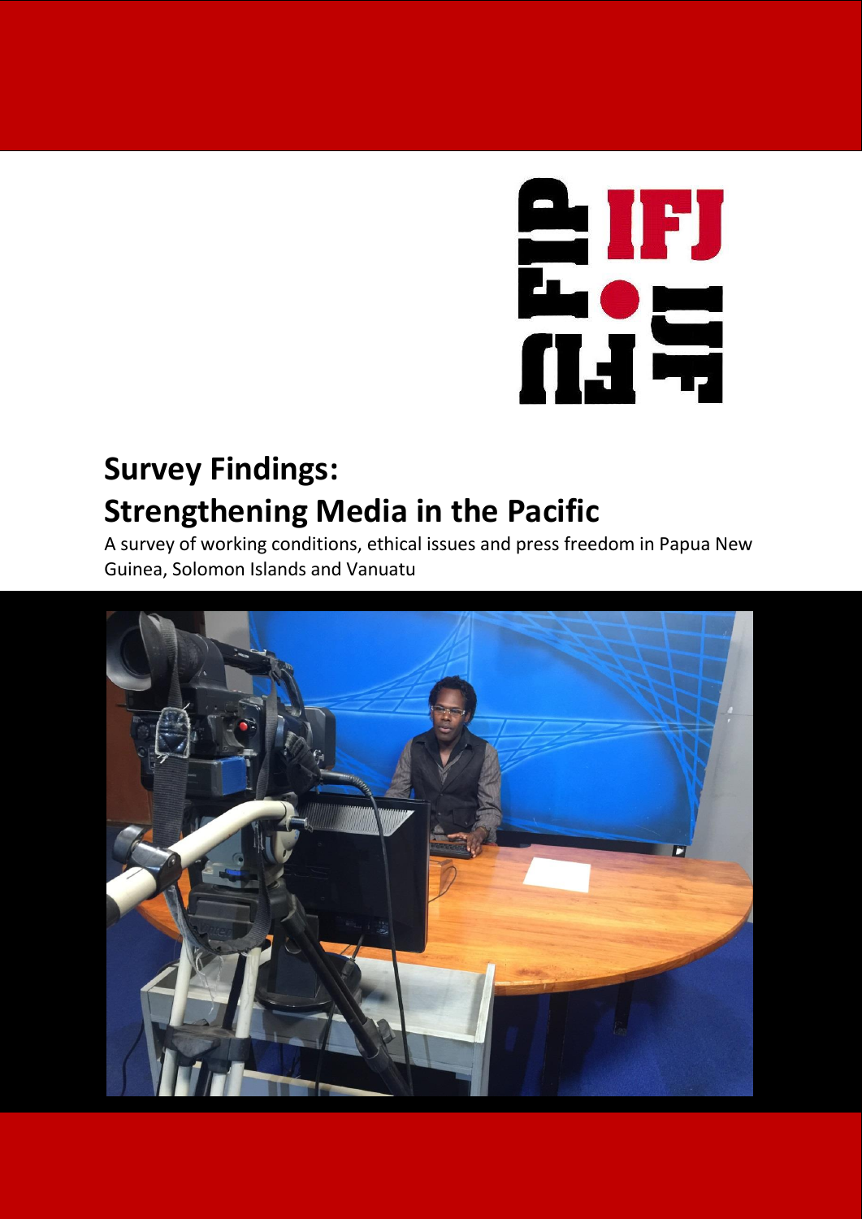FIP IFJ FIJ

# Survey Findings: Strengthening Media in the Pacific

A survey of working conditions, ethical issues and press freedom in Papua New Guinea, Solomon Islands and Vanuatu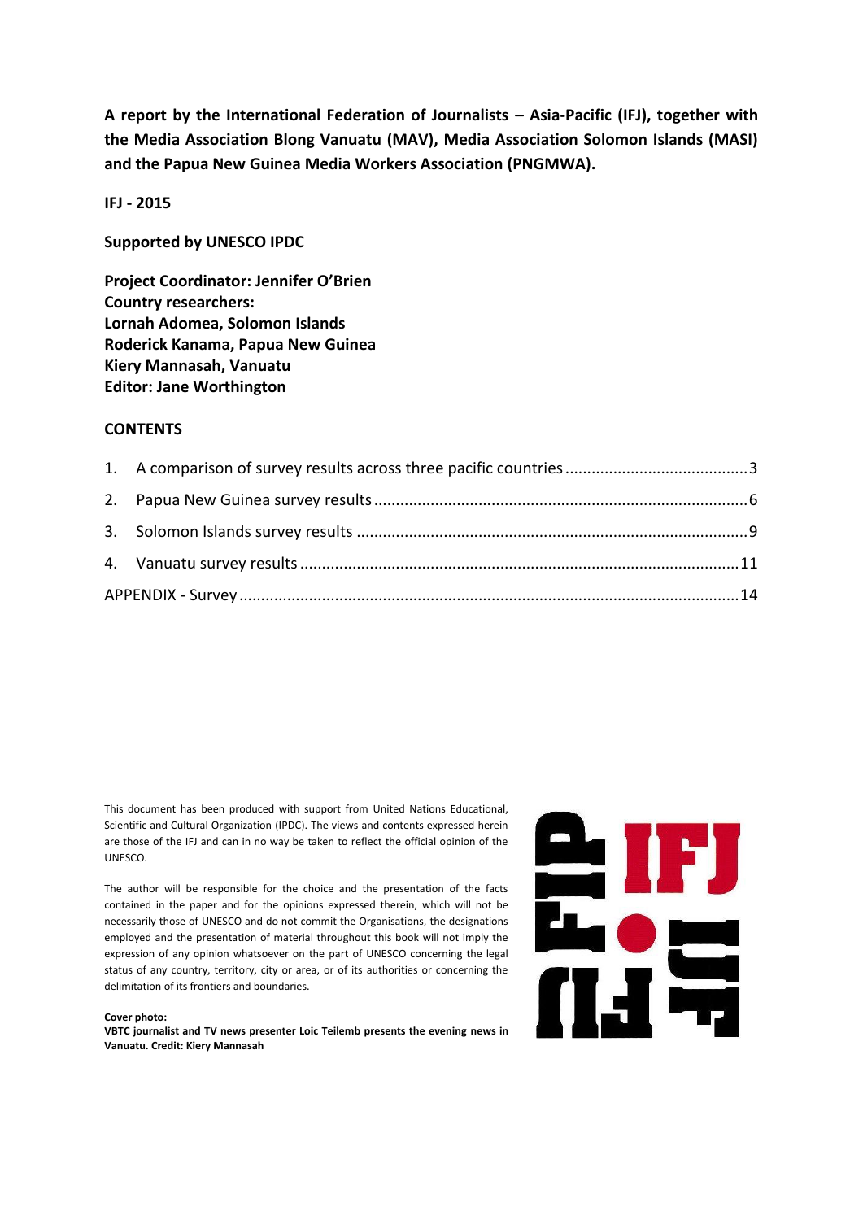**A report by the International Federation of Journalists – Asia-Pacific (IFJ), together with the Media Association Blong Vanuatu (MAV), Media Association Solomon Islands (MASI) and the Papua New Guinea Media Workers Association (PNGMWA).**

**IFJ - 2015**

**Supported by UNESCO IPDC**

**Project Coordinator: Jennifer O'Brien**
**Country researchers:**
**Lornah Adomea, Solomon Islands**
**Roderick Kanama, Papua New Guinea**
**Kiery Mannasah, Vanuatu**
**Editor: Jane Worthington**

## CONTENTS

1. A comparison of survey results across three pacific countries ........................................ 3
2. Papua New Guinea survey results ........................................ 6
3. Solomon Islands survey results ........................................ 9
4. Vanuatu survey results ........................................ 11

APPENDIX - Survey ........................................ 14

This document has been produced with support from United Nations Educational, Scientific and Cultural Organization (IPDC). The views and contents expressed herein are those of the IFJ and can in no way be taken to reflect the official opinion of the UNESCO.

The author will be responsible for the choice and the presentation of the facts contained in the paper and for the opinions expressed therein, which will not be necessarily those of UNESCO and do not commit the Organisations, the designations employed and the presentation of material throughout this book will not imply the expression of any opinion whatsoever on the part of UNESCO concerning the legal status of any country, territory, city or area, or of its authorities or concerning the delimitation of its frontiers and boundaries.

**Cover photo:**
**VBTC journalist and TV news presenter Loic Teilemb presents the evening news in Vanuatu. Credit: Kiery Mannasah**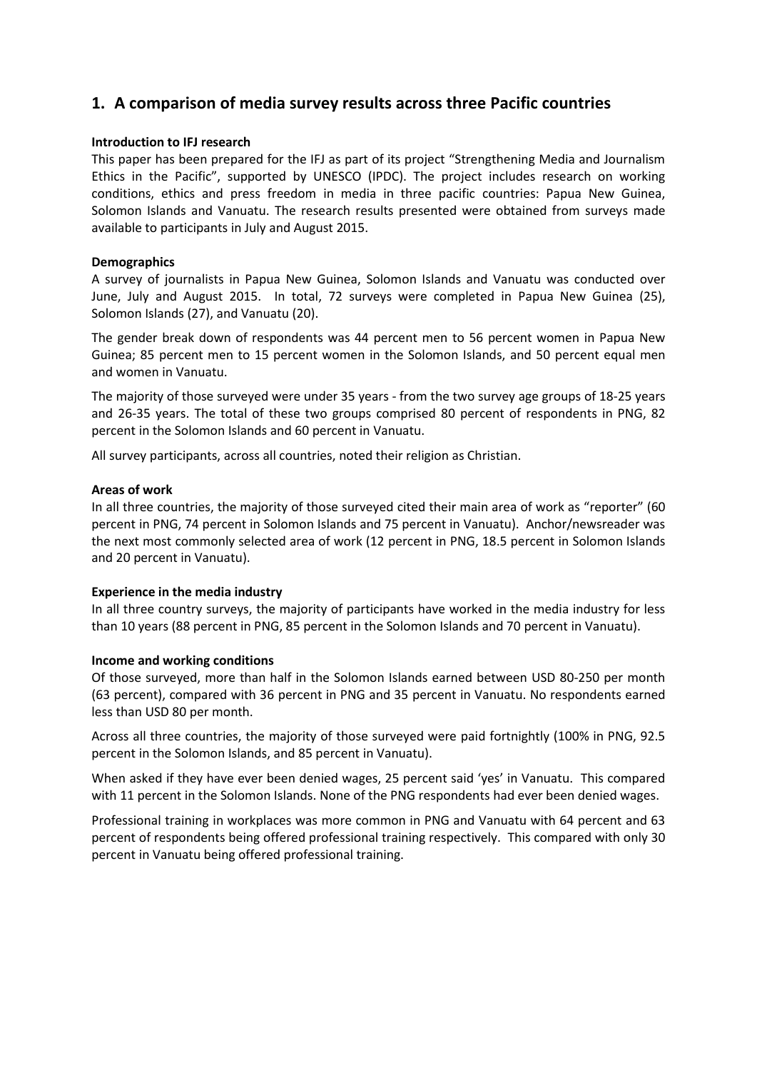## 1. A comparison of media survey results across three Pacific countries

**Introduction to IFJ research**

This paper has been prepared for the IFJ as part of its project "Strengthening Media and Journalism Ethics in the Pacific", supported by UNESCO (IPDC). The project includes research on working conditions, ethics and press freedom in media in three pacific countries: Papua New Guinea, Solomon Islands and Vanuatu. The research results presented were obtained from surveys made available to participants in July and August 2015.

**Demographics**

A survey of journalists in Papua New Guinea, Solomon Islands and Vanuatu was conducted over June, July and August 2015. In total, 72 surveys were completed in Papua New Guinea (25), Solomon Islands (27), and Vanuatu (20).

The gender break down of respondents was 44 percent men to 56 percent women in Papua New Guinea; 85 percent men to 15 percent women in the Solomon Islands, and 50 percent equal men and women in Vanuatu.

The majority of those surveyed were under 35 years - from the two survey age groups of 18-25 years and 26-35 years. The total of these two groups comprised 80 percent of respondents in PNG, 82 percent in the Solomon Islands and 60 percent in Vanuatu.

All survey participants, across all countries, noted their religion as Christian.

**Areas of work**

In all three countries, the majority of those surveyed cited their main area of work as "reporter" (60 percent in PNG, 74 percent in Solomon Islands and 75 percent in Vanuatu). Anchor/newsreader was the next most commonly selected area of work (12 percent in PNG, 18.5 percent in Solomon Islands and 20 percent in Vanuatu).

**Experience in the media industry**

In all three country surveys, the majority of participants have worked in the media industry for less than 10 years (88 percent in PNG, 85 percent in the Solomon Islands and 70 percent in Vanuatu).

**Income and working conditions**

Of those surveyed, more than half in the Solomon Islands earned between USD 80-250 per month (63 percent), compared with 36 percent in PNG and 35 percent in Vanuatu. No respondents earned less than USD 80 per month.

Across all three countries, the majority of those surveyed were paid fortnightly (100% in PNG, 92.5 percent in the Solomon Islands, and 85 percent in Vanuatu).

When asked if they have ever been denied wages, 25 percent said 'yes' in Vanuatu. This compared with 11 percent in the Solomon Islands. None of the PNG respondents had ever been denied wages.

Professional training in workplaces was more common in PNG and Vanuatu with 64 percent and 63 percent of respondents being offered professional training respectively. This compared with only 30 percent in Vanuatu being offered professional training.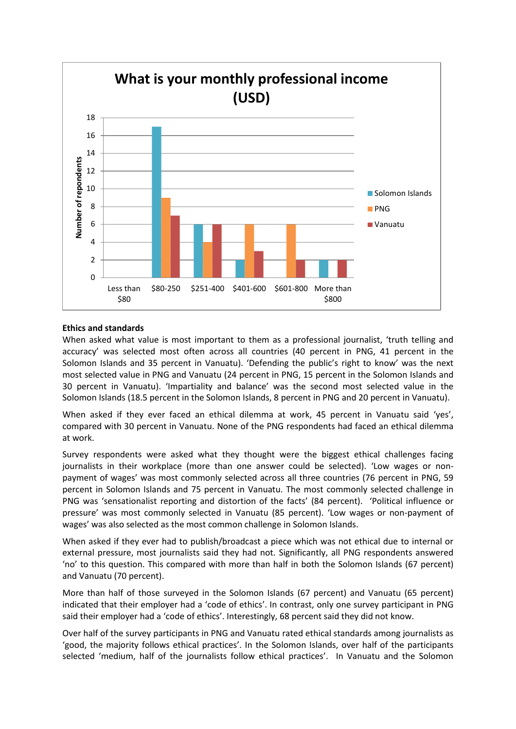**What is your monthly professional income (USD)**

| Number of respondents | Less than $80 | $80-250 | $251-400 | $401-600 | $601-800 | More than $800 |
| --- | --- | --- | --- | --- | --- | --- |
| Solomon Islands | | 17 | 6 | 2 | | 2 |
| PNG | | 9 | 4 | 6 | 6 | |
| Vanuatu | | 7 | 6 | 3 | 2 | 2 |

**Ethics and standards**

When asked what value is most important to them as a professional journalist, 'truth telling and accuracy' was selected most often across all countries (40 percent in PNG, 41 percent in the Solomon Islands and 35 percent in Vanuatu). 'Defending the public's right to know' was the next most selected value in PNG and Vanuatu (24 percent in PNG, 15 percent in the Solomon Islands and 30 percent in Vanuatu). 'Impartiality and balance' was the second most selected value in the Solomon Islands (18.5 percent in the Solomon Islands, 8 percent in PNG and 20 percent in Vanuatu).

When asked if they ever faced an ethical dilemma at work, 45 percent in Vanuatu said 'yes', compared with 30 percent in Vanuatu. None of the PNG respondents had faced an ethical dilemma at work.

Survey respondents were asked what they thought were the biggest ethical challenges facing journalists in their workplace (more than one answer could be selected). 'Low wages or non-payment of wages' was most commonly selected across all three countries (76 percent in PNG, 59 percent in Solomon Islands and 75 percent in Vanuatu. The most commonly selected challenge in PNG was 'sensationalist reporting and distortion of the facts' (84 percent). 'Political influence or pressure' was most commonly selected in Vanuatu (85 percent). 'Low wages or non-payment of wages' was also selected as the most common challenge in Solomon Islands.

When asked if they ever had to publish/broadcast a piece which was not ethical due to internal or external pressure, most journalists said they had not. Significantly, all PNG respondents answered 'no' to this question. This compared with more than half in both the Solomon Islands (67 percent) and Vanuatu (70 percent).

More than half of those surveyed in the Solomon Islands (67 percent) and Vanuatu (65 percent) indicated that their employer had a 'code of ethics'. In contrast, only one survey participant in PNG said their employer had a 'code of ethics'. Interestingly, 68 percent said they did not know.

Over half of the survey participants in PNG and Vanuatu rated ethical standards among journalists as 'good, the majority follows ethical practices'. In the Solomon Islands, over half of the participants selected 'medium, half of the journalists follow ethical practices'. In Vanuatu and the Solomon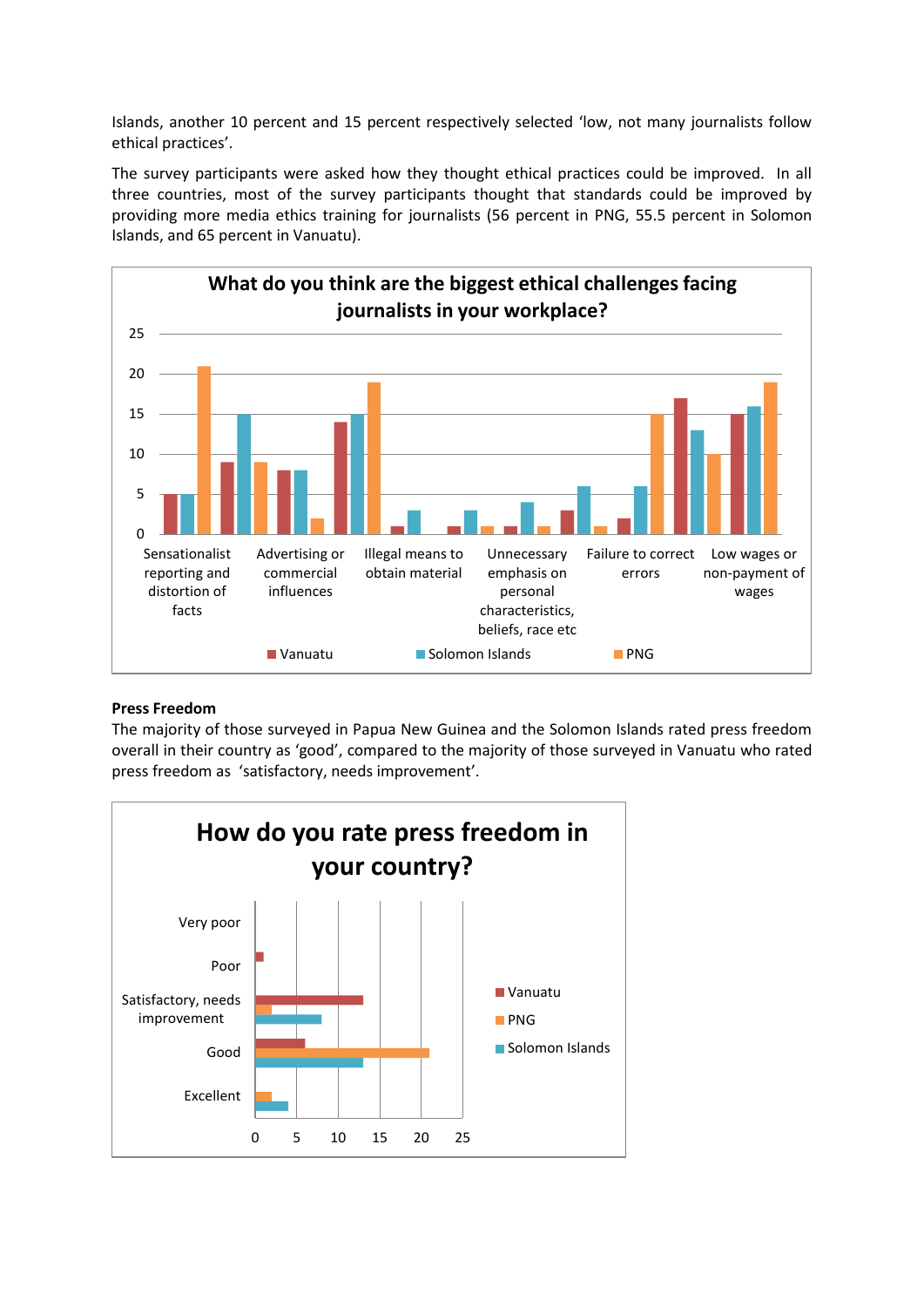Islands, another 10 percent and 15 percent respectively selected 'low, not many journalists follow ethical practices'.

The survey participants were asked how they thought ethical practices could be improved. In all three countries, most of the survey participants thought that standards could be improved by providing more media ethics training for journalists (56 percent in PNG, 55.5 percent in Solomon Islands, and 65 percent in Vanuatu).

**What do you think are the biggest ethical challenges facing journalists in your workplace?**

| | Vanuatu | Solomon Islands | PNG |
|---|---|---|---|
| Sensationalist reporting and distortion of facts | 5 | 5 | 21 |
| Advertising or commercial influences | 9 | 15 | 9 |
| Illegal means to obtain material | 8 | 8 | 2 |
| Unnecessary emphasis on personal characteristics, beliefs, race etc | 14 | 15 | 19 |
| Failure to correct errors | 1 | 3 | 0 |
| Low wages or non-payment of wages | 1 | 3 | 1 |
| | 1 | 4 | 1 |
| | 3 | 6 | 1 |
| | 2 | 6 | 15 |
| | 17 | 13 | 10 |
| | 15 | 16 | 19 |

**Press Freedom**

The majority of those surveyed in Papua New Guinea and the Solomon Islands rated press freedom overall in their country as 'good', compared to the majority of those surveyed in Vanuatu who rated press freedom as 'satisfactory, needs improvement'.

**How do you rate press freedom in your country?**

| | Vanuatu | PNG | Solomon Islands |
|---|---|---|---|
| Very poor | 0 | 0 | 0 |
| Poor | 1 | 0 | 0 |
| Satisfactory, needs improvement | 13 | 2 | 8 |
| Good | 6 | 21 | 13 |
| Excellent | 0 | 2 | 4 |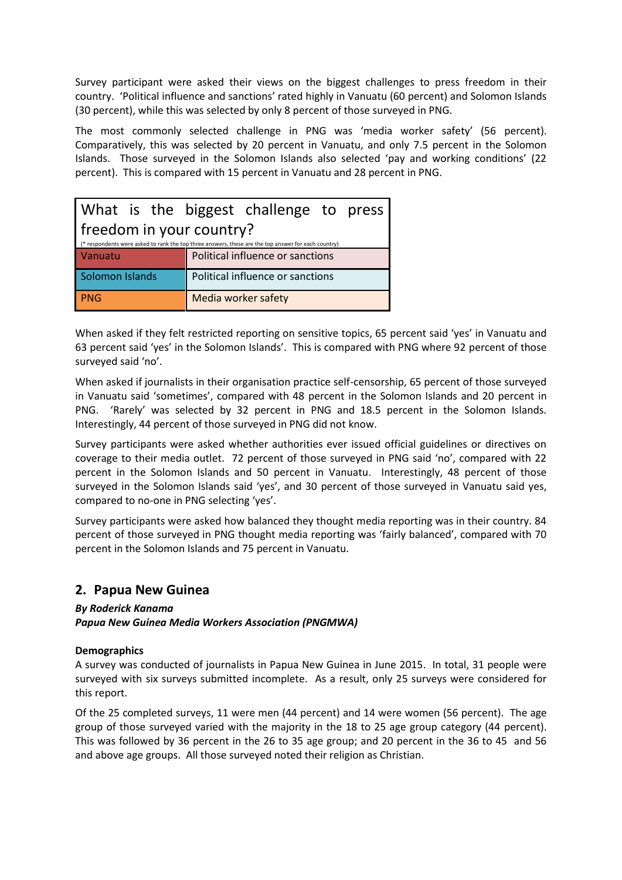Survey participant were asked their views on the biggest challenges to press freedom in their country. 'Political influence and sanctions' rated highly in Vanuatu (60 percent) and Solomon Islands (30 percent), while this was selected by only 8 percent of those surveyed in PNG.

The most commonly selected challenge in PNG was 'media worker safety' (56 percent). Comparatively, this was selected by 20 percent in Vanuatu, and only 7.5 percent in the Solomon Islands. Those surveyed in the Solomon Islands also selected 'pay and working conditions' (22 percent). This is compared with 15 percent in Vanuatu and 28 percent in PNG.

| What is the biggest challenge to press freedom in your country? (* respondents were asked to rank the top three answers, these are the top answer for each country) | |
|---|---|
| Vanuatu | Political influence or sanctions |
| Solomon Islands | Political influence or sanctions |
| PNG | Media worker safety |

When asked if they felt restricted reporting on sensitive topics, 65 percent said 'yes' in Vanuatu and 63 percent said 'yes' in the Solomon Islands'. This is compared with PNG where 92 percent of those surveyed said 'no'.

When asked if journalists in their organisation practice self-censorship, 65 percent of those surveyed in Vanuatu said 'sometimes', compared with 48 percent in the Solomon Islands and 20 percent in PNG. 'Rarely' was selected by 32 percent in PNG and 18.5 percent in the Solomon Islands. Interestingly, 44 percent of those surveyed in PNG did not know.

Survey participants were asked whether authorities ever issued official guidelines or directives on coverage to their media outlet. 72 percent of those surveyed in PNG said 'no', compared with 22 percent in the Solomon Islands and 50 percent in Vanuatu. Interestingly, 48 percent of those surveyed in the Solomon Islands said 'yes', and 30 percent of those surveyed in Vanuatu said yes, compared to no-one in PNG selecting 'yes'.

Survey participants were asked how balanced they thought media reporting was in their country. 84 percent of those surveyed in PNG thought media reporting was 'fairly balanced', compared with 70 percent in the Solomon Islands and 75 percent in Vanuatu.

## 2. Papua New Guinea

***By Roderick Kanama***
***Papua New Guinea Media Workers Association (PNGMWA)***

**Demographics**

A survey was conducted of journalists in Papua New Guinea in June 2015. In total, 31 people were surveyed with six surveys submitted incomplete. As a result, only 25 surveys were considered for this report.

Of the 25 completed surveys, 11 were men (44 percent) and 14 were women (56 percent). The age group of those surveyed varied with the majority in the 18 to 25 age group category (44 percent). This was followed by 36 percent in the 26 to 35 age group; and 20 percent in the 36 to 45 and 56 and above age groups. All those surveyed noted their religion as Christian.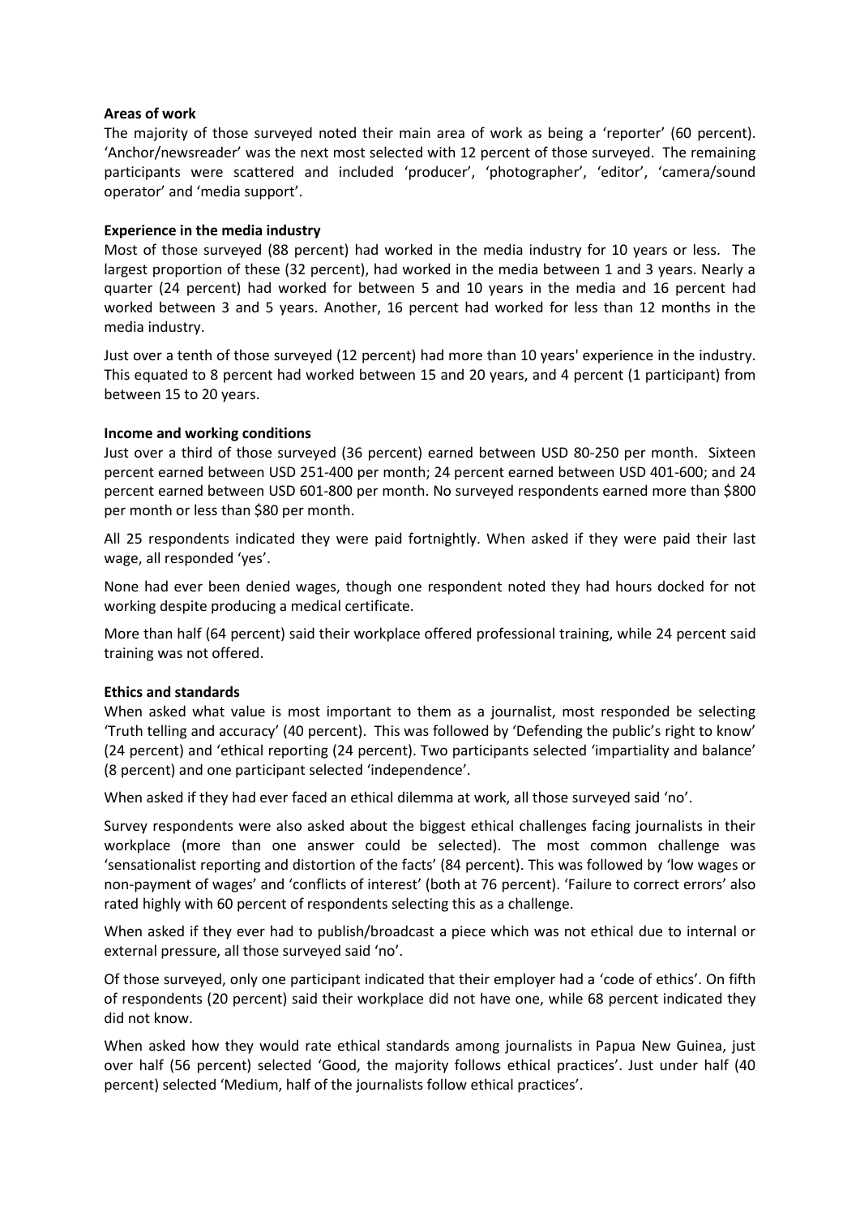**Areas of work**

The majority of those surveyed noted their main area of work as being a 'reporter' (60 percent). 'Anchor/newsreader' was the next most selected with 12 percent of those surveyed. The remaining participants were scattered and included 'producer', 'photographer', 'editor', 'camera/sound operator' and 'media support'.

**Experience in the media industry**

Most of those surveyed (88 percent) had worked in the media industry for 10 years or less. The largest proportion of these (32 percent), had worked in the media between 1 and 3 years. Nearly a quarter (24 percent) had worked for between 5 and 10 years in the media and 16 percent had worked between 3 and 5 years. Another, 16 percent had worked for less than 12 months in the media industry.

Just over a tenth of those surveyed (12 percent) had more than 10 years' experience in the industry. This equated to 8 percent had worked between 15 and 20 years, and 4 percent (1 participant) from between 15 to 20 years.

**Income and working conditions**

Just over a third of those surveyed (36 percent) earned between USD 80-250 per month. Sixteen percent earned between USD 251-400 per month; 24 percent earned between USD 401-600; and 24 percent earned between USD 601-800 per month. No surveyed respondents earned more than $800 per month or less than $80 per month.

All 25 respondents indicated they were paid fortnightly. When asked if they were paid their last wage, all responded 'yes'.

None had ever been denied wages, though one respondent noted they had hours docked for not working despite producing a medical certificate.

More than half (64 percent) said their workplace offered professional training, while 24 percent said training was not offered.

**Ethics and standards**

When asked what value is most important to them as a journalist, most responded be selecting 'Truth telling and accuracy' (40 percent). This was followed by 'Defending the public's right to know' (24 percent) and 'ethical reporting (24 percent). Two participants selected 'impartiality and balance' (8 percent) and one participant selected 'independence'.

When asked if they had ever faced an ethical dilemma at work, all those surveyed said 'no'.

Survey respondents were also asked about the biggest ethical challenges facing journalists in their workplace (more than one answer could be selected). The most common challenge was 'sensationalist reporting and distortion of the facts' (84 percent). This was followed by 'low wages or non-payment of wages' and 'conflicts of interest' (both at 76 percent). 'Failure to correct errors' also rated highly with 60 percent of respondents selecting this as a challenge.

When asked if they ever had to publish/broadcast a piece which was not ethical due to internal or external pressure, all those surveyed said 'no'.

Of those surveyed, only one participant indicated that their employer had a 'code of ethics'. On fifth of respondents (20 percent) said their workplace did not have one, while 68 percent indicated they did not know.

When asked how they would rate ethical standards among journalists in Papua New Guinea, just over half (56 percent) selected 'Good, the majority follows ethical practices'. Just under half (40 percent) selected 'Medium, half of the journalists follow ethical practices'.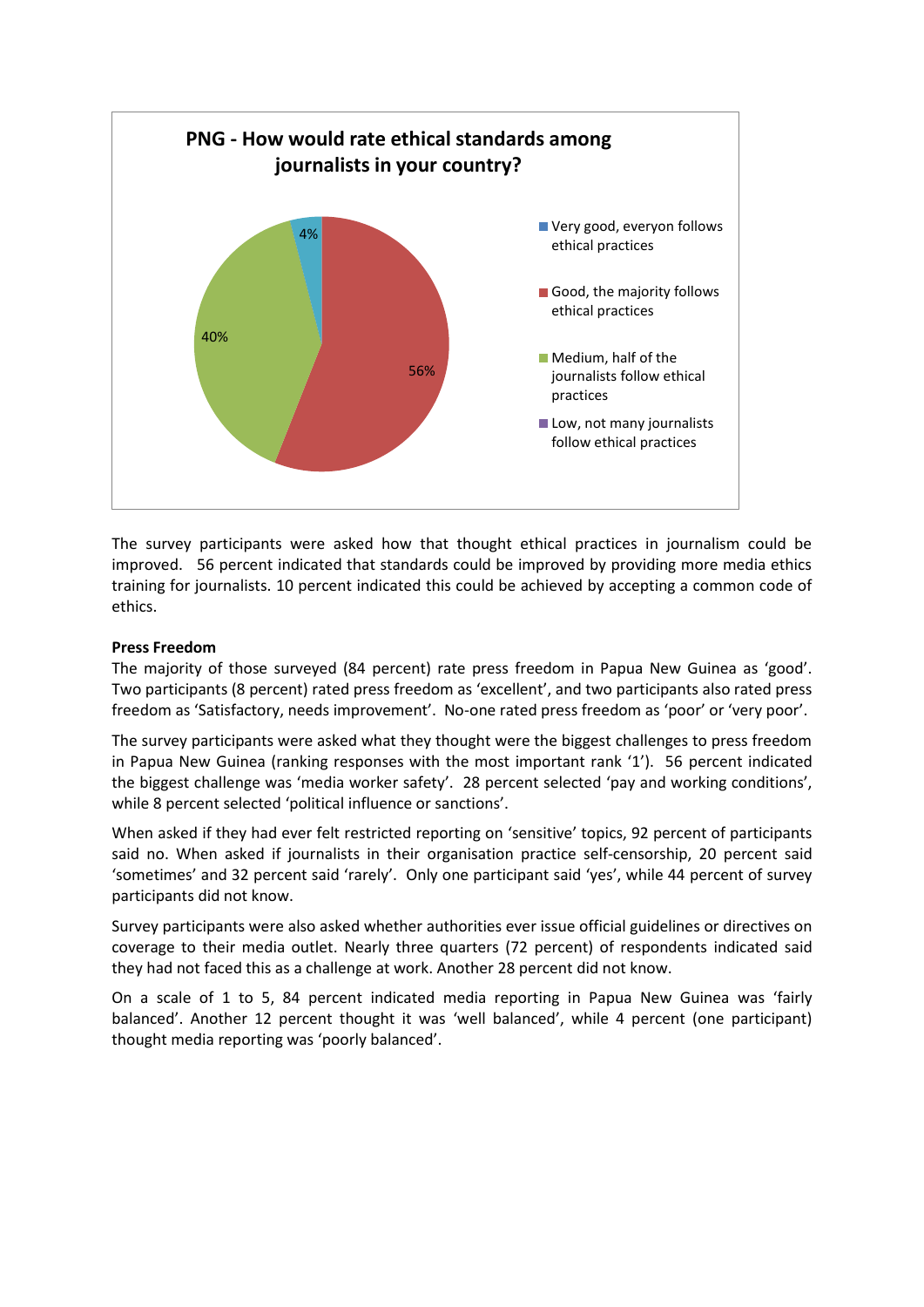**PNG - How would rate ethical standards among journalists in your country?**

- Very good, everyon follows ethical practices: 4%
- Good, the majority follows ethical practices: 56%
- Medium, half of the journalists follow ethical practices: 40%
- Low, not many journalists follow ethical practices

The survey participants were asked how that thought ethical practices in journalism could be improved. 56 percent indicated that standards could be improved by providing more media ethics training for journalists. 10 percent indicated this could be achieved by accepting a common code of ethics.

**Press Freedom**

The majority of those surveyed (84 percent) rate press freedom in Papua New Guinea as 'good'. Two participants (8 percent) rated press freedom as 'excellent', and two participants also rated press freedom as 'Satisfactory, needs improvement'. No-one rated press freedom as 'poor' or 'very poor'.

The survey participants were asked what they thought were the biggest challenges to press freedom in Papua New Guinea (ranking responses with the most important rank '1'). 56 percent indicated the biggest challenge was 'media worker safety'. 28 percent selected 'pay and working conditions', while 8 percent selected 'political influence or sanctions'.

When asked if they had ever felt restricted reporting on 'sensitive' topics, 92 percent of participants said no. When asked if journalists in their organisation practice self-censorship, 20 percent said 'sometimes' and 32 percent said 'rarely'. Only one participant said 'yes', while 44 percent of survey participants did not know.

Survey participants were also asked whether authorities ever issue official guidelines or directives on coverage to their media outlet. Nearly three quarters (72 percent) of respondents indicated said they had not faced this as a challenge at work. Another 28 percent did not know.

On a scale of 1 to 5, 84 percent indicated media reporting in Papua New Guinea was 'fairly balanced'. Another 12 percent thought it was 'well balanced', while 4 percent (one participant) thought media reporting was 'poorly balanced'.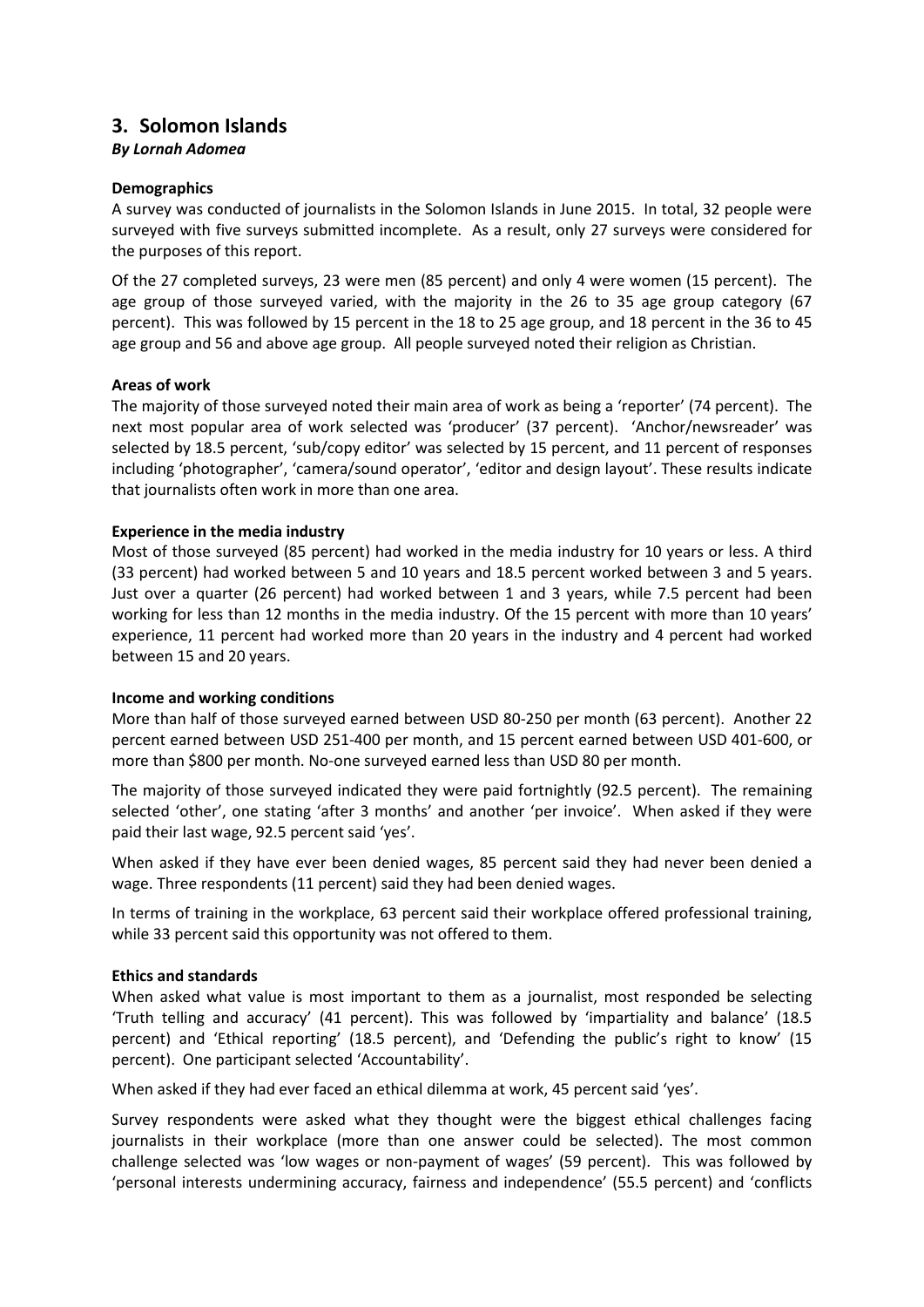## 3. Solomon Islands

***By Lornah Adomea***

**Demographics**

A survey was conducted of journalists in the Solomon Islands in June 2015. In total, 32 people were surveyed with five surveys submitted incomplete. As a result, only 27 surveys were considered for the purposes of this report.

Of the 27 completed surveys, 23 were men (85 percent) and only 4 were women (15 percent). The age group of those surveyed varied, with the majority in the 26 to 35 age group category (67 percent). This was followed by 15 percent in the 18 to 25 age group, and 18 percent in the 36 to 45 age group and 56 and above age group. All people surveyed noted their religion as Christian.

**Areas of work**

The majority of those surveyed noted their main area of work as being a 'reporter' (74 percent). The next most popular area of work selected was 'producer' (37 percent). 'Anchor/newsreader' was selected by 18.5 percent, 'sub/copy editor' was selected by 15 percent, and 11 percent of responses including 'photographer', 'camera/sound operator', 'editor and design layout'. These results indicate that journalists often work in more than one area.

**Experience in the media industry**

Most of those surveyed (85 percent) had worked in the media industry for 10 years or less. A third (33 percent) had worked between 5 and 10 years and 18.5 percent worked between 3 and 5 years. Just over a quarter (26 percent) had worked between 1 and 3 years, while 7.5 percent had been working for less than 12 months in the media industry. Of the 15 percent with more than 10 years' experience, 11 percent had worked more than 20 years in the industry and 4 percent had worked between 15 and 20 years.

**Income and working conditions**

More than half of those surveyed earned between USD 80-250 per month (63 percent). Another 22 percent earned between USD 251-400 per month, and 15 percent earned between USD 401-600, or more than $800 per month. No-one surveyed earned less than USD 80 per month.

The majority of those surveyed indicated they were paid fortnightly (92.5 percent). The remaining selected 'other', one stating 'after 3 months' and another 'per invoice'. When asked if they were paid their last wage, 92.5 percent said 'yes'.

When asked if they have ever been denied wages, 85 percent said they had never been denied a wage. Three respondents (11 percent) said they had been denied wages.

In terms of training in the workplace, 63 percent said their workplace offered professional training, while 33 percent said this opportunity was not offered to them.

**Ethics and standards**

When asked what value is most important to them as a journalist, most responded be selecting 'Truth telling and accuracy' (41 percent). This was followed by 'impartiality and balance' (18.5 percent) and 'Ethical reporting' (18.5 percent), and 'Defending the public's right to know' (15 percent). One participant selected 'Accountability'.

When asked if they had ever faced an ethical dilemma at work, 45 percent said 'yes'.

Survey respondents were asked what they thought were the biggest ethical challenges facing journalists in their workplace (more than one answer could be selected). The most common challenge selected was 'low wages or non-payment of wages' (59 percent). This was followed by 'personal interests undermining accuracy, fairness and independence' (55.5 percent) and 'conflicts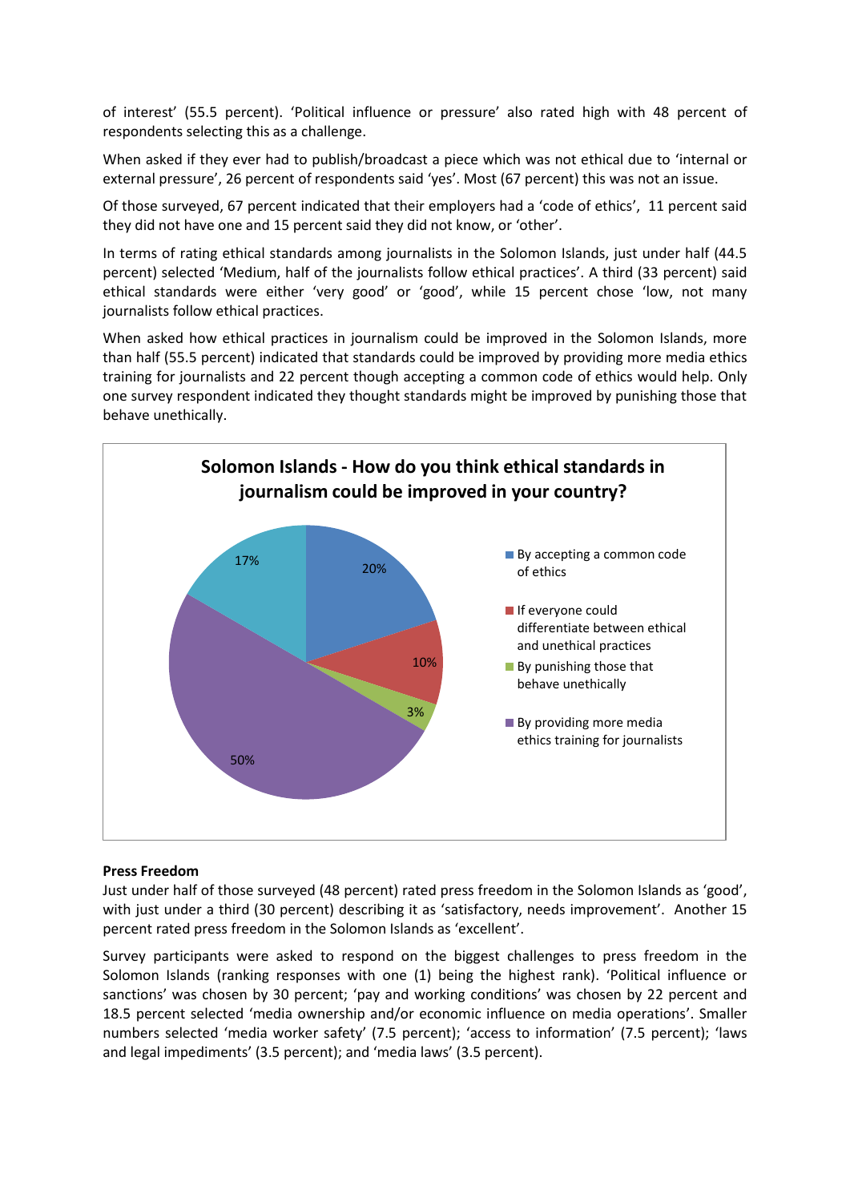of interest' (55.5 percent). 'Political influence or pressure' also rated high with 48 percent of respondents selecting this as a challenge.

When asked if they ever had to publish/broadcast a piece which was not ethical due to 'internal or external pressure', 26 percent of respondents said 'yes'. Most (67 percent) this was not an issue.

Of those surveyed, 67 percent indicated that their employers had a 'code of ethics', 11 percent said they did not have one and 15 percent said they did not know, or 'other'.

In terms of rating ethical standards among journalists in the Solomon Islands, just under half (44.5 percent) selected 'Medium, half of the journalists follow ethical practices'. A third (33 percent) said ethical standards were either 'very good' or 'good', while 15 percent chose 'low, not many journalists follow ethical practices.

When asked how ethical practices in journalism could be improved in the Solomon Islands, more than half (55.5 percent) indicated that standards could be improved by providing more media ethics training for journalists and 22 percent though accepting a common code of ethics would help. Only one survey respondent indicated they thought standards might be improved by punishing those that behave unethically.

**Solomon Islands - How do you think ethical standards in journalism could be improved in your country?**

| Response | Percent |
|---|---|
| By accepting a common code of ethics | 20% |
| If everyone could differentiate between ethical and unethical practices | 10% |
| By punishing those that behave unethically | 3% |
| By providing more media ethics training for journalists | 50% |
| (unlabelled) | 17% |

**Press Freedom**

Just under half of those surveyed (48 percent) rated press freedom in the Solomon Islands as 'good', with just under a third (30 percent) describing it as 'satisfactory, needs improvement'. Another 15 percent rated press freedom in the Solomon Islands as 'excellent'.

Survey participants were asked to respond on the biggest challenges to press freedom in the Solomon Islands (ranking responses with one (1) being the highest rank). 'Political influence or sanctions' was chosen by 30 percent; 'pay and working conditions' was chosen by 22 percent and 18.5 percent selected 'media ownership and/or economic influence on media operations'. Smaller numbers selected 'media worker safety' (7.5 percent); 'access to information' (7.5 percent); 'laws and legal impediments' (3.5 percent); and 'media laws' (3.5 percent).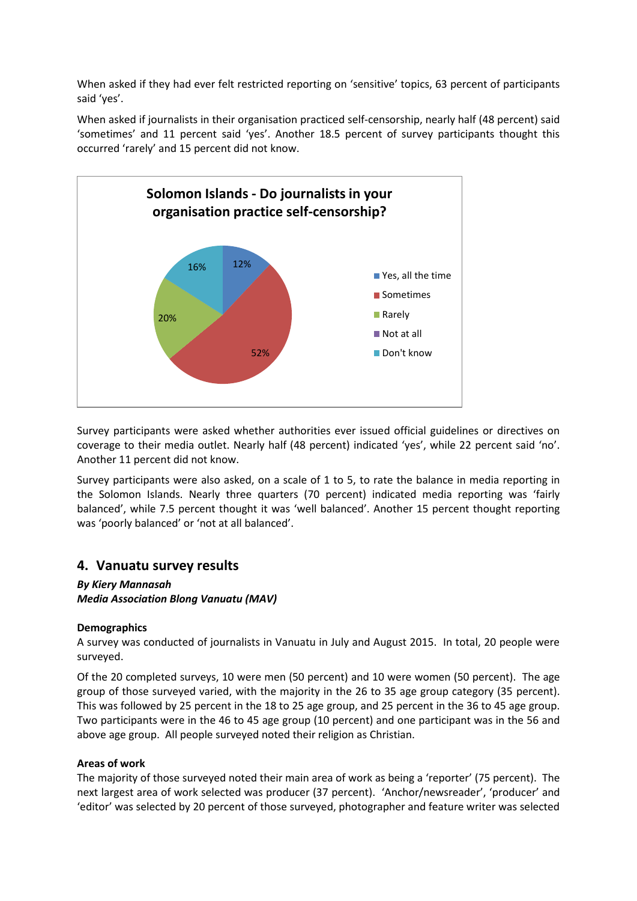When asked if they had ever felt restricted reporting on 'sensitive' topics, 63 percent of participants said 'yes'.

When asked if journalists in their organisation practiced self-censorship, nearly half (48 percent) said 'sometimes' and 11 percent said 'yes'. Another 18.5 percent of survey participants thought this occurred 'rarely' and 15 percent did not know.

**Solomon Islands - Do journalists in your organisation practice self-censorship?**

| Response | Percent |
|---|---|
| Yes, all the time | 12% |
| Sometimes | 52% |
| Rarely | 20% |
| Not at all | |
| Don't know | 16% |

Survey participants were asked whether authorities ever issued official guidelines or directives on coverage to their media outlet. Nearly half (48 percent) indicated 'yes', while 22 percent said 'no'. Another 11 percent did not know.

Survey participants were also asked, on a scale of 1 to 5, to rate the balance in media reporting in the Solomon Islands. Nearly three quarters (70 percent) indicated media reporting was 'fairly balanced', while 7.5 percent thought it was 'well balanced'. Another 15 percent thought reporting was 'poorly balanced' or 'not at all balanced'.

## 4. Vanuatu survey results

***By Kiery Mannasah***
***Media Association Blong Vanuatu (MAV)***

**Demographics**

A survey was conducted of journalists in Vanuatu in July and August 2015. In total, 20 people were surveyed.

Of the 20 completed surveys, 10 were men (50 percent) and 10 were women (50 percent). The age group of those surveyed varied, with the majority in the 26 to 35 age group category (35 percent). This was followed by 25 percent in the 18 to 25 age group, and 25 percent in the 36 to 45 age group. Two participants were in the 46 to 45 age group (10 percent) and one participant was in the 56 and above age group. All people surveyed noted their religion as Christian.

**Areas of work**

The majority of those surveyed noted their main area of work as being a 'reporter' (75 percent). The next largest area of work selected was producer (37 percent). 'Anchor/newsreader', 'producer' and 'editor' was selected by 20 percent of those surveyed, photographer and feature writer was selected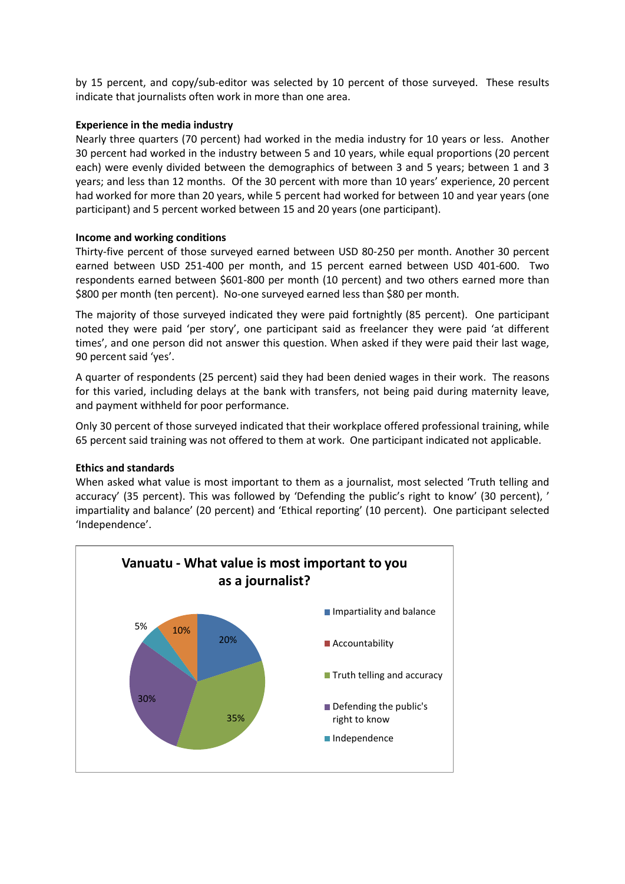by 15 percent, and copy/sub-editor was selected by 10 percent of those surveyed. These results indicate that journalists often work in more than one area.

**Experience in the media industry**

Nearly three quarters (70 percent) had worked in the media industry for 10 years or less. Another 30 percent had worked in the industry between 5 and 10 years, while equal proportions (20 percent each) were evenly divided between the demographics of between 3 and 5 years; between 1 and 3 years; and less than 12 months. Of the 30 percent with more than 10 years' experience, 20 percent had worked for more than 20 years, while 5 percent had worked for between 10 and year years (one participant) and 5 percent worked between 15 and 20 years (one participant).

**Income and working conditions**

Thirty-five percent of those surveyed earned between USD 80-250 per month. Another 30 percent earned between USD 251-400 per month, and 15 percent earned between USD 401-600. Two respondents earned between $601-800 per month (10 percent) and two others earned more than $800 per month (ten percent). No-one surveyed earned less than $80 per month.

The majority of those surveyed indicated they were paid fortnightly (85 percent). One participant noted they were paid 'per story', one participant said as freelancer they were paid 'at different times', and one person did not answer this question. When asked if they were paid their last wage, 90 percent said 'yes'.

A quarter of respondents (25 percent) said they had been denied wages in their work. The reasons for this varied, including delays at the bank with transfers, not being paid during maternity leave, and payment withheld for poor performance.

Only 30 percent of those surveyed indicated that their workplace offered professional training, while 65 percent said training was not offered to them at work. One participant indicated not applicable.

**Ethics and standards**

When asked what value is most important to them as a journalist, most selected 'Truth telling and accuracy' (35 percent). This was followed by 'Defending the public's right to know' (30 percent), ' impartiality and balance' (20 percent) and 'Ethical reporting' (10 percent). One participant selected 'Independence'.

**Vanuatu - What value is most important to you as a journalist?**

| Value | Percent |
|---|---|
| Impartiality and balance | 20% |
| Accountability | |
| Truth telling and accuracy | 35% |
| Defending the public's right to know | 30% |
| Independence | 5% |
| (unlabelled) | 10% |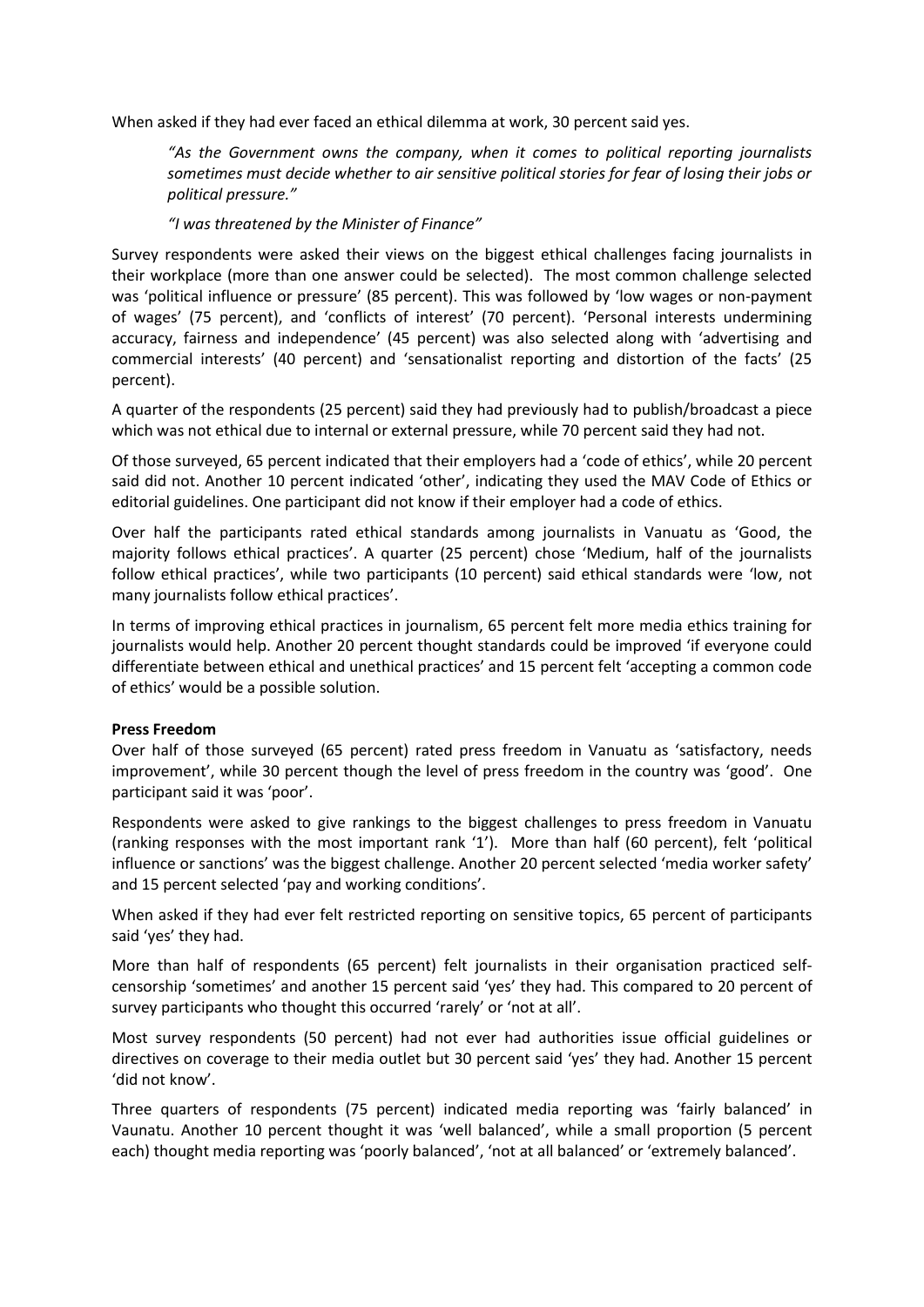When asked if they had ever faced an ethical dilemma at work, 30 percent said yes.

> *"As the Government owns the company, when it comes to political reporting journalists sometimes must decide whether to air sensitive political stories for fear of losing their jobs or political pressure."*
>
> *"I was threatened by the Minister of Finance"*

Survey respondents were asked their views on the biggest ethical challenges facing journalists in their workplace (more than one answer could be selected). The most common challenge selected was 'political influence or pressure' (85 percent). This was followed by 'low wages or non-payment of wages' (75 percent), and 'conflicts of interest' (70 percent). 'Personal interests undermining accuracy, fairness and independence' (45 percent) was also selected along with 'advertising and commercial interests' (40 percent) and 'sensationalist reporting and distortion of the facts' (25 percent).

A quarter of the respondents (25 percent) said they had previously had to publish/broadcast a piece which was not ethical due to internal or external pressure, while 70 percent said they had not.

Of those surveyed, 65 percent indicated that their employers had a 'code of ethics', while 20 percent said did not. Another 10 percent indicated 'other', indicating they used the MAV Code of Ethics or editorial guidelines. One participant did not know if their employer had a code of ethics.

Over half the participants rated ethical standards among journalists in Vanuatu as 'Good, the majority follows ethical practices'. A quarter (25 percent) chose 'Medium, half of the journalists follow ethical practices', while two participants (10 percent) said ethical standards were 'low, not many journalists follow ethical practices'.

In terms of improving ethical practices in journalism, 65 percent felt more media ethics training for journalists would help. Another 20 percent thought standards could be improved 'if everyone could differentiate between ethical and unethical practices' and 15 percent felt 'accepting a common code of ethics' would be a possible solution.

**Press Freedom**

Over half of those surveyed (65 percent) rated press freedom in Vanuatu as 'satisfactory, needs improvement', while 30 percent though the level of press freedom in the country was 'good'. One participant said it was 'poor'.

Respondents were asked to give rankings to the biggest challenges to press freedom in Vanuatu (ranking responses with the most important rank '1'). More than half (60 percent), felt 'political influence or sanctions' was the biggest challenge. Another 20 percent selected 'media worker safety' and 15 percent selected 'pay and working conditions'.

When asked if they had ever felt restricted reporting on sensitive topics, 65 percent of participants said 'yes' they had.

More than half of respondents (65 percent) felt journalists in their organisation practiced self-censorship 'sometimes' and another 15 percent said 'yes' they had. This compared to 20 percent of survey participants who thought this occurred 'rarely' or 'not at all'.

Most survey respondents (50 percent) had not ever had authorities issue official guidelines or directives on coverage to their media outlet but 30 percent said 'yes' they had. Another 15 percent 'did not know'.

Three quarters of respondents (75 percent) indicated media reporting was 'fairly balanced' in Vaunatu. Another 10 percent thought it was 'well balanced', while a small proportion (5 percent each) thought media reporting was 'poorly balanced', 'not at all balanced' or 'extremely balanced'.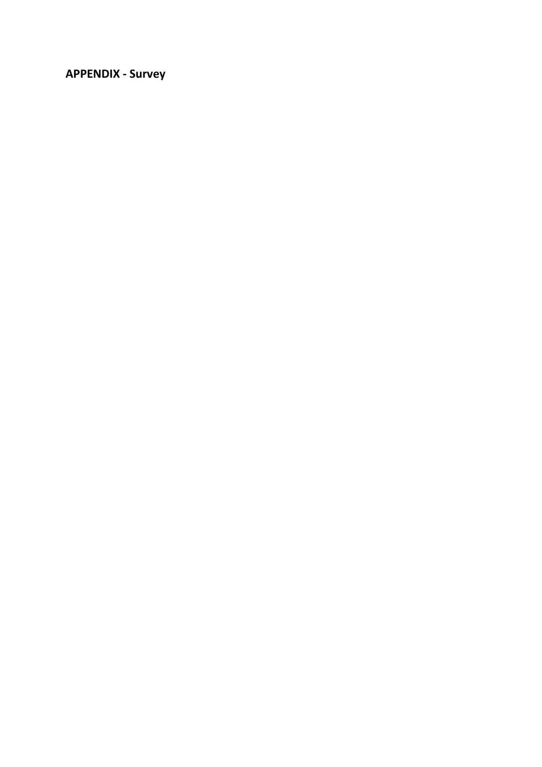**APPENDIX - Survey**